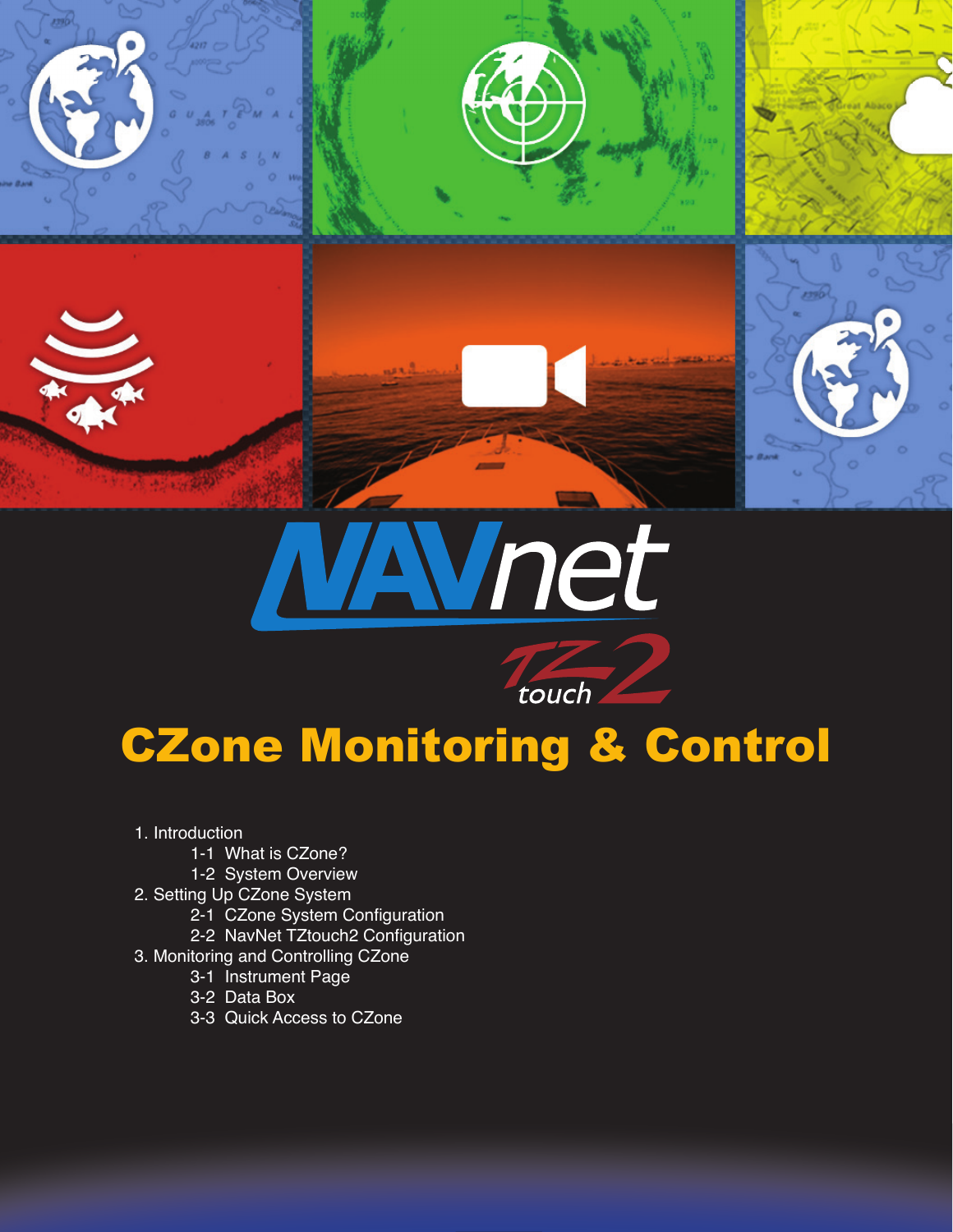# NAVnet TZtouch2

# CZone Monitoring & Control

1. Introduction
   - 1-1 What is CZone?
   - 1-2 System Overview
2. Setting Up CZone System
   - 2-1 CZone System Configuration
   - 2-2 NavNet TZtouch2 Configuration
3. Monitoring and Controlling CZone
   - 3-1 Instrument Page
   - 3-2 Data Box
   - 3-3 Quick Access to CZone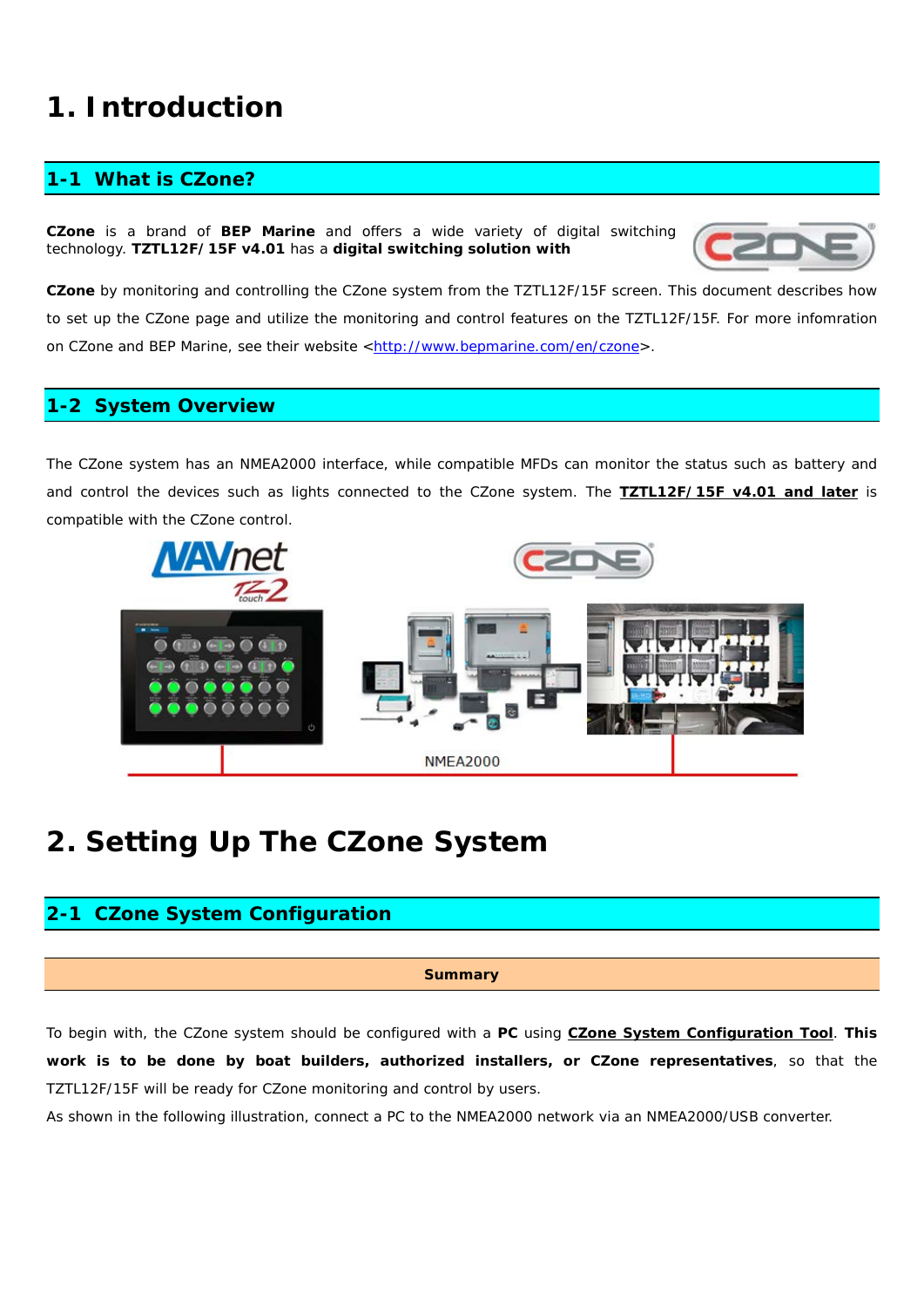# 1. Introduction

## 1-1 What is CZone?

**CZone** is a brand of **BEP Marine** and offers a wide variety of digital switching technology. **TZTL12F/15F v4.01** has a **digital switching solution with**

**CZone** by monitoring and controlling the CZone system from the TZTL12F/15F screen. This document describes how to set up the CZone page and utilize the monitoring and control features on the TZTL12F/15F. For more infomration on CZone and BEP Marine, see their website <http://www.bepmarine.com/en/czone>.

## 1-2 System Overview

The CZone system has an NMEA2000 interface, while compatible MFDs can monitor the status such as battery and and control the devices such as lights connected to the CZone system. The **TZTL12F/15F v4.01 and later** is compatible with the CZone control.

NMEA2000

# 2. Setting Up The CZone System

## 2-1 CZone System Configuration

**Summary**

To begin with, the CZone system should be configured with a **PC** using **CZone System Configuration Tool**. **This work is to be done by boat builders, authorized installers, or CZone representatives**, so that the TZTL12F/15F will be ready for CZone monitoring and control by users.

As shown in the following illustration, connect a PC to the NMEA2000 network via an NMEA2000/USB converter.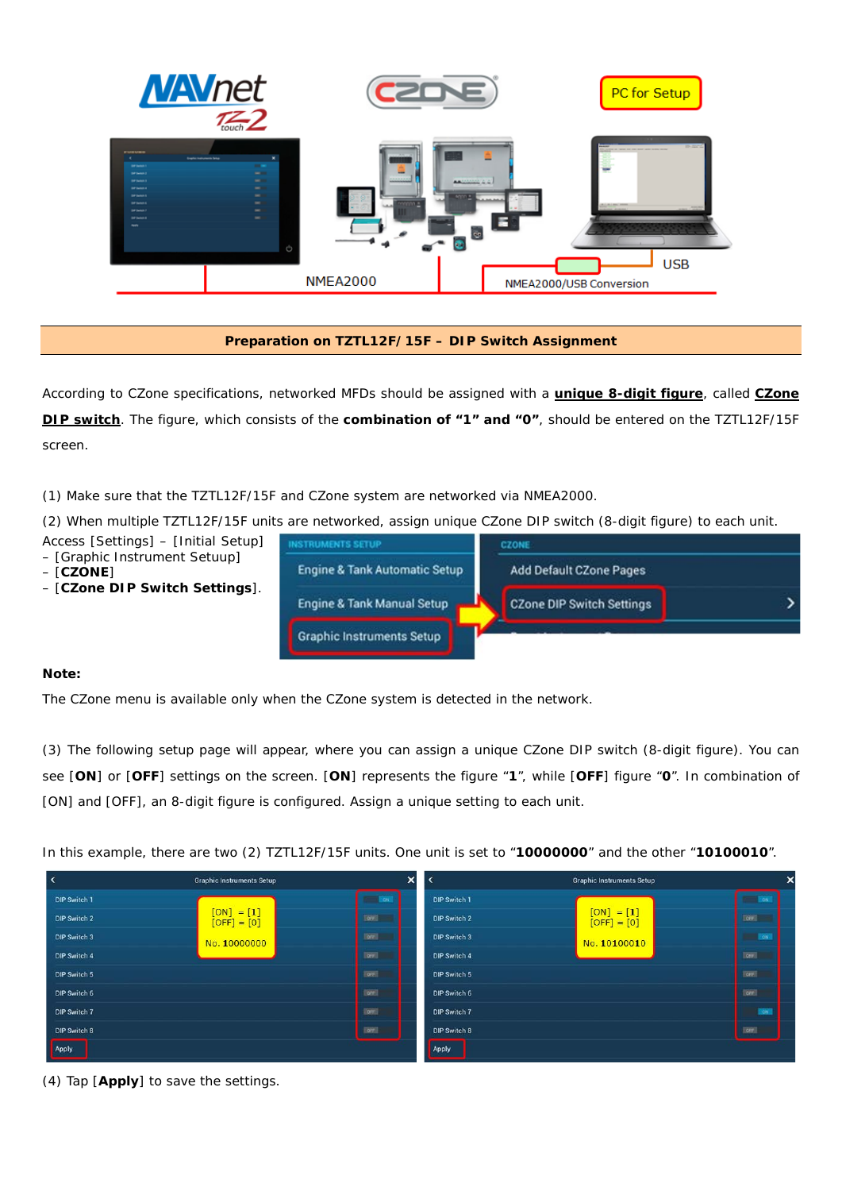## Preparation on TZTL12F/15F – DIP Switch Assignment

According to CZone specifications, networked MFDs should be assigned with a **unique 8-digit figure**, called **CZone DIP switch**. The figure, which consists of the **combination of "1" and "0"**, should be entered on the TZTL12F/15F screen.

(1) Make sure that the TZTL12F/15F and CZone system are networked via NMEA2000.

(2) When multiple TZTL12F/15F units are networked, assign unique CZone DIP switch (8-digit figure) to each unit.

Access [Settings] – [Initial Setup]
– [Graphic Instrument Setuup]
– [**CZONE**]
– [**CZone DIP Switch Settings**].

**Note:**

The CZone menu is available only when the CZone system is detected in the network.

(3) The following setup page will appear, where you can assign a unique CZone DIP switch (8-digit figure). You can see [**ON**] or [**OFF**] settings on the screen. [**ON**] represents the figure "**1**", while [**OFF**] figure "**0**". In combination of [ON] and [OFF], an 8-digit figure is configured. Assign a unique setting to each unit.

In this example, there are two (2) TZTL12F/15F units. One unit is set to "**10000000**" and the other "**10100010**".

(4) Tap [**Apply**] to save the settings.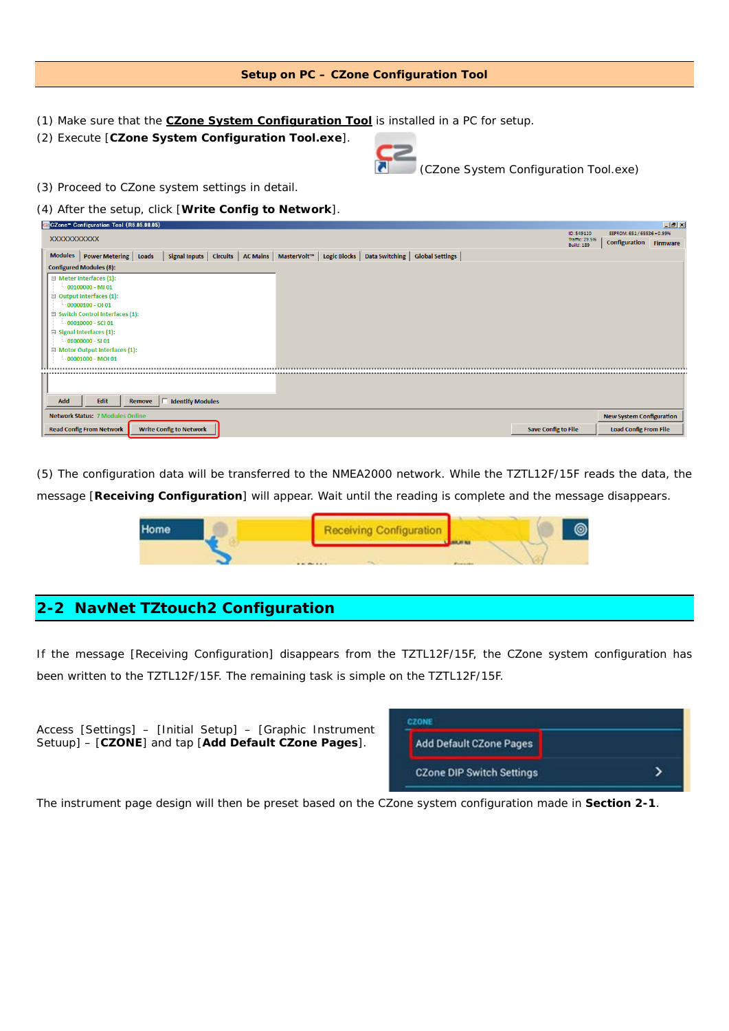## Setup on PC – CZone Configuration Tool

(1) Make sure that the **CZone System Configuration Tool** is installed in a PC for setup.

(2) Execute [**CZone System Configuration Tool.exe**].

(CZone System Configuration Tool.exe)

(3) Proceed to CZone system settings in detail.

(4) After the setup, click [**Write Config to Network**].

(5) The configuration data will be transferred to the NMEA2000 network. While the TZTL12F/15F reads the data, the message [**Receiving Configuration**] will appear. Wait until the reading is complete and the message disappears.

## 2-2 NavNet TZtouch2 Configuration

If the message [Receiving Configuration] disappears from the TZTL12F/15F, the CZone system configuration has been written to the TZTL12F/15F. The remaining task is simple on the TZTL12F/15F.

Access [Settings] – [Initial Setup] – [Graphic Instrument Setuup] – [**CZONE**] and tap [**Add Default CZone Pages**].

The instrument page design will then be preset based on the CZone system configuration made in **Section 2-1**.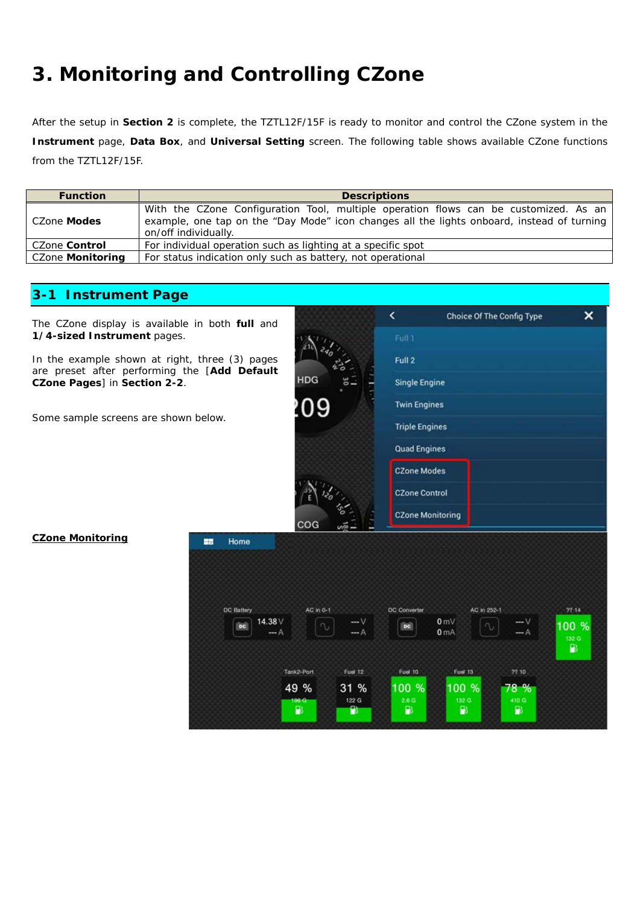# 3. Monitoring and Controlling CZone

After the setup in **Section 2** is complete, the TZTL12F/15F is ready to monitor and control the CZone system in the **Instrument** page, **Data Box**, and **Universal Setting** screen. The following table shows available CZone functions from the TZTL12F/15F.

| Function | Descriptions |
|---|---|
| CZone **Modes** | With the CZone Configuration Tool, multiple operation flows can be customized. As an example, one tap on the "Day Mode" icon changes all the lights onboard, instead of turning on/off individually. |
| CZone **Control** | For individual operation such as lighting at a specific spot |
| CZone **Monitoring** | For status indication only such as battery, not operational |

## 3-1 Instrument Page

The CZone display is available in both **full** and **1/4-sized Instrument** pages.

In the example shown at right, three (3) pages are preset after performing the [**Add Default CZone Pages**] in **Section 2-2**.

Some sample screens are shown below.

**CZone Monitoring**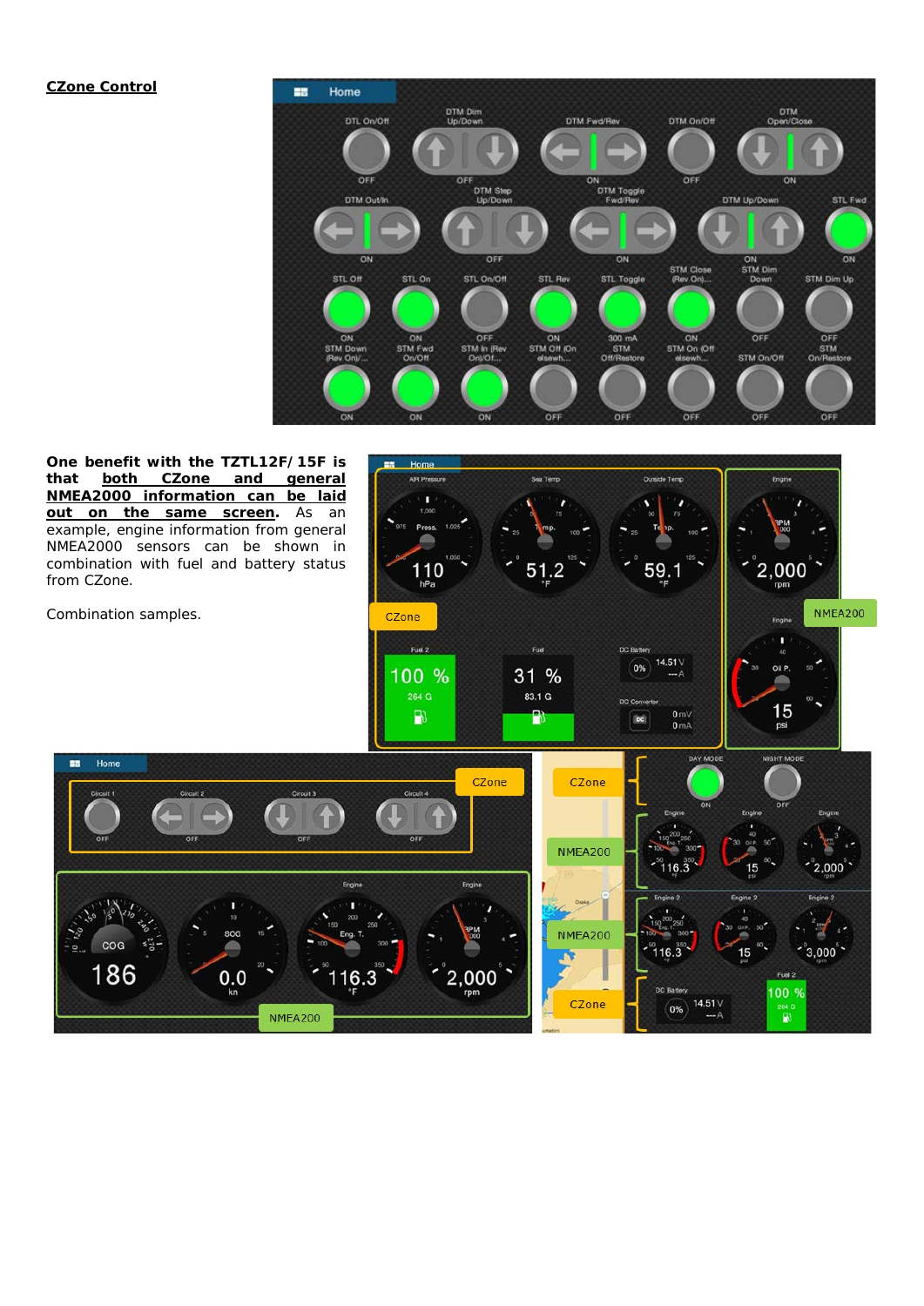**<u>CZone Control</u>**

**One benefit with the TZTL12F/15F is that <u>both CZone and general NMEA2000 information can be laid out on the same screen</u>.** As an example, engine information from general NMEA2000 sensors can be shown in combination with fuel and battery status from CZone.

Combination samples.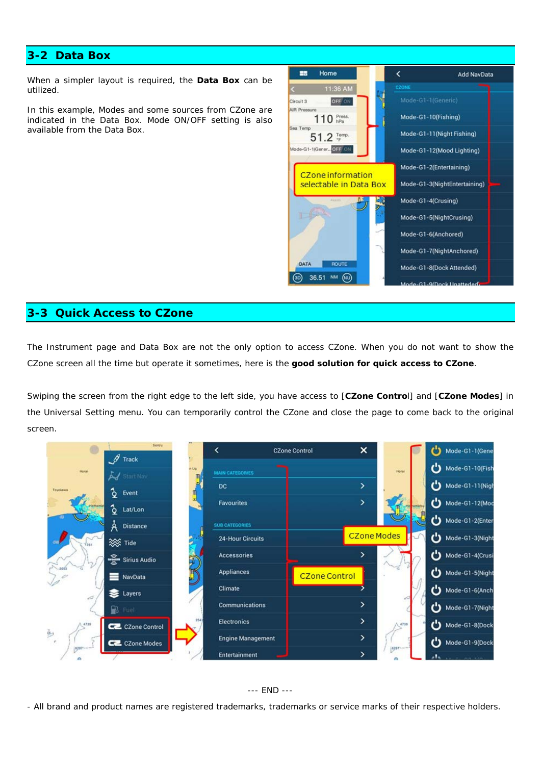## 3-2 Data Box

When a simpler layout is required, the **Data Box** can be utilized.

In this example, Modes and some sources from CZone are indicated in the Data Box. Mode ON/OFF setting is also available from the Data Box.

## 3-3 Quick Access to CZone

The Instrument page and Data Box are not the only option to access CZone. When you do not want to show the CZone screen all the time but operate it sometimes, here is the **good solution for quick access to CZone**.

Swiping the screen from the right edge to the left side, you have access to [**CZone Contro**l] and [**CZone Modes**] in the Universal Setting menu. You can temporarily control the CZone and close the page to come back to the original screen.

--- END ---

- All brand and product names are registered trademarks, trademarks or service marks of their respective holders.